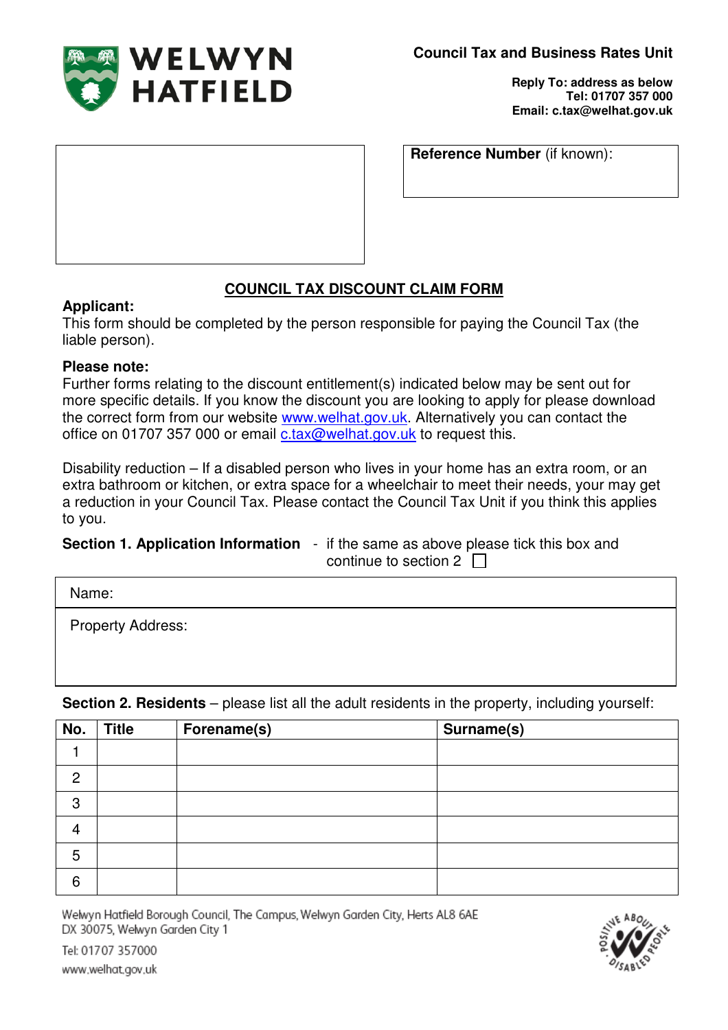**WELWYN HATFIELD**

**Council Tax and Business Rates Unit**

**Reply To: address as below**
**Tel: 01707 357 000**
**Email: c.tax@welhat.gov.uk**

| **Reference Number** (if known): |
|---|
| |

# COUNCIL TAX DISCOUNT CLAIM FORM

**Applicant:**
This form should be completed by the person responsible for paying the Council Tax (the liable person).

**Please note:**
Further forms relating to the discount entitlement(s) indicated below may be sent out for more specific details. If you know the discount you are looking to apply for please download the correct form from our website www.welhat.gov.uk. Alternatively you can contact the office on 01707 357 000 or email c.tax@welhat.gov.uk to request this.

Disability reduction – If a disabled person who lives in your home has an extra room, or an extra bathroom or kitchen, or extra space for a wheelchair to meet their needs, your may get a reduction in your Council Tax. Please contact the Council Tax Unit if you think this applies to you.

**Section 1. Application Information** - if the same as above please tick this box and continue to section 2 ☐

| Name: |
|---|
| Property Address: |

**Section 2. Residents** – please list all the adult residents in the property, including yourself:

| No. | Title | Forename(s) | Surname(s) |
|---|---|---|---|
| 1 | | | |
| 2 | | | |
| 3 | | | |
| 4 | | | |
| 5 | | | |
| 6 | | | |

Welwyn Hatfield Borough Council, The Campus, Welwyn Garden City, Herts AL8 6AE
DX 30075, Welwyn Garden City 1
Tel: 01707 357000
www.welhat.gov.uk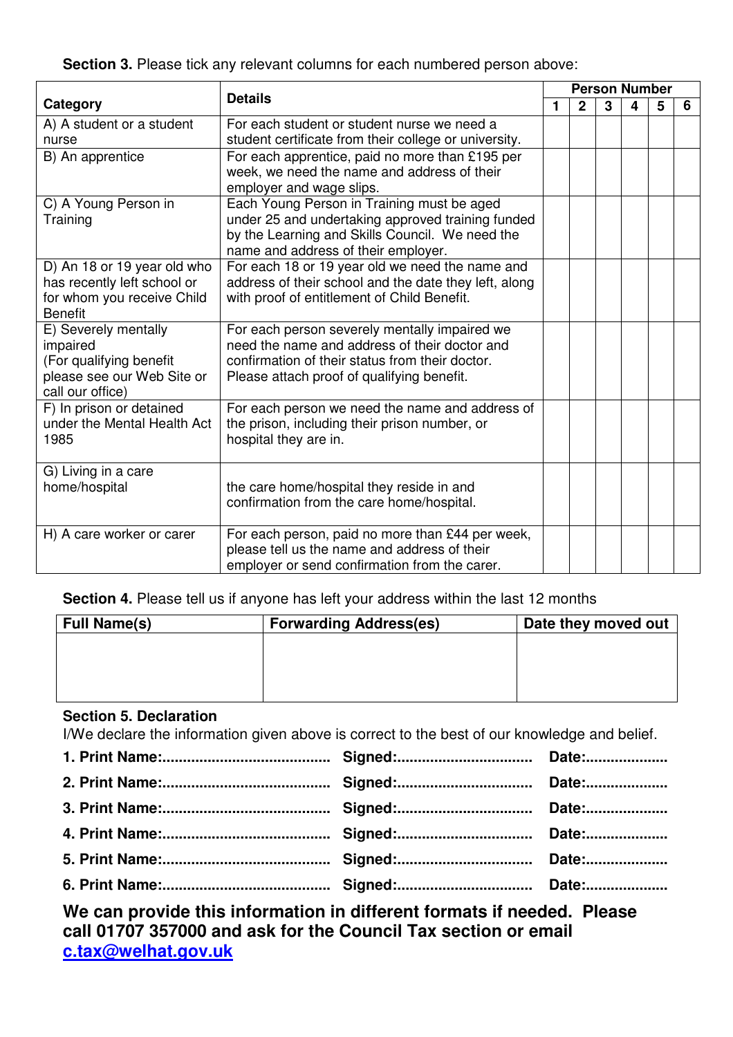**Section 3.** Please tick any relevant columns for each numbered person above:

| Category | Details | Person Number | | | | | |
|---|---|---|---|---|---|---|---|
| | | 1 | 2 | 3 | 4 | 5 | 6 |
| A) A student or a student nurse | For each student or student nurse we need a student certificate from their college or university. | | | | | | |
| B) An apprentice | For each apprentice, paid no more than £195 per week, we need the name and address of their employer and wage slips. | | | | | | |
| C) A Young Person in Training | Each Young Person in Training must be aged under 25 and undertaking approved training funded by the Learning and Skills Council. We need the name and address of their employer. | | | | | | |
| D) An 18 or 19 year old who has recently left school or for whom you receive Child Benefit | For each 18 or 19 year old we need the name and address of their school and the date they left, along with proof of entitlement of Child Benefit. | | | | | | |
| E) Severely mentally impaired (For qualifying benefit please see our Web Site or call our office) | For each person severely mentally impaired we need the name and address of their doctor and confirmation of their status from their doctor. Please attach proof of qualifying benefit. | | | | | | |
| F) In prison or detained under the Mental Health Act 1985 | For each person we need the name and address of the prison, including their prison number, or hospital they are in. | | | | | | |
| G) Living in a care home/hospital | the care home/hospital they reside in and confirmation from the care home/hospital. | | | | | | |
| H) A care worker or carer | For each person, paid no more than £44 per week, please tell us the name and address of their employer or send confirmation from the carer. | | | | | | |

**Section 4.** Please tell us if anyone has left your address within the last 12 months

| Full Name(s) | Forwarding Address(es) | Date they moved out |
|---|---|---|
| | | |

**Section 5. Declaration**

I/We declare the information given above is correct to the best of our knowledge and belief.

**1. Print Name:......................................... Signed:................................. Date:....................**

**2. Print Name:......................................... Signed:................................. Date:....................**

**3. Print Name:......................................... Signed:................................. Date:....................**

**4. Print Name:......................................... Signed:................................. Date:....................**

**5. Print Name:......................................... Signed:................................. Date:....................**

**6. Print Name:......................................... Signed:................................. Date:....................**

**We can provide this information in different formats if needed. Please call 01707 357000 and ask for the Council Tax section or email [c.tax@welhat.gov.uk](mailto:c.tax@welhat.gov.uk)**